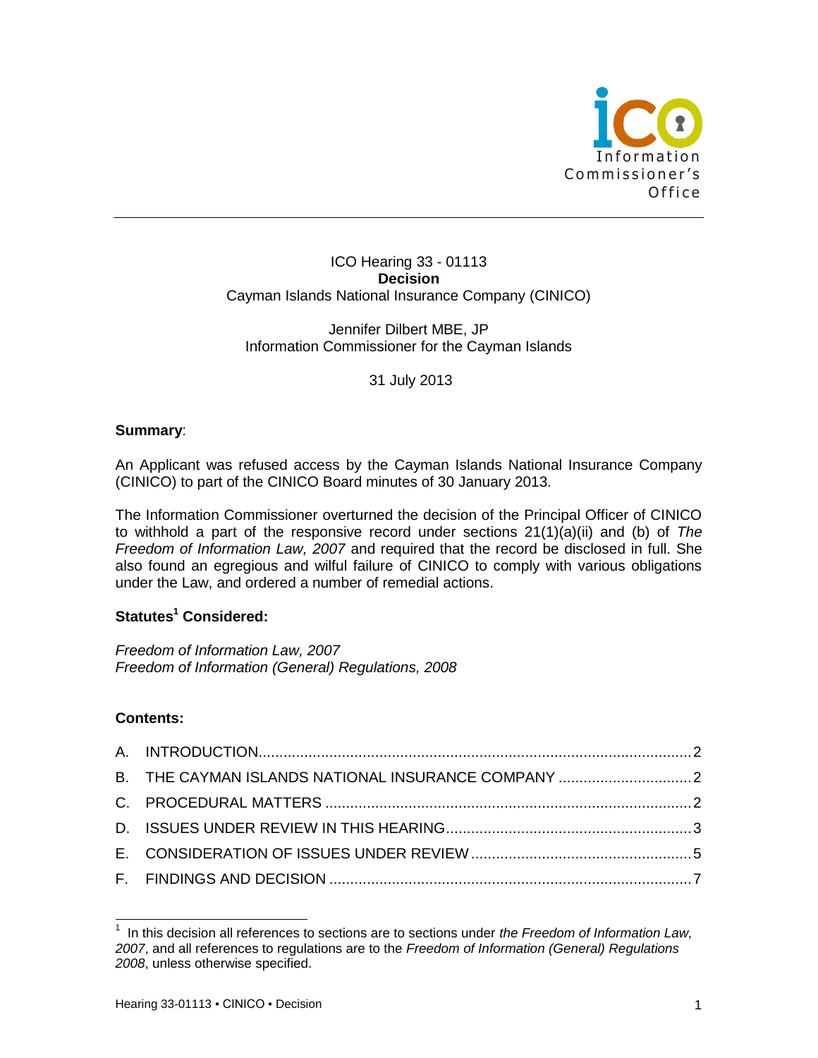ICO Hearing 33 - 01113

**Decision**

Cayman Islands National Insurance Company (CINICO)

Jennifer Dilbert MBE, JP

Information Commissioner for the Cayman Islands

31 July 2013

**Summary**:

An Applicant was refused access by the Cayman Islands National Insurance Company (CINICO) to part of the CINICO Board minutes of 30 January 2013.

The Information Commissioner overturned the decision of the Principal Officer of CINICO to withhold a part of the responsive record under sections 21(1)(a)(ii) and (b) of *The Freedom of Information Law, 2007* and required that the record be disclosed in full. She also found an egregious and wilful failure of CINICO to comply with various obligations under the Law, and ordered a number of remedial actions.

**Statutes[1] Considered:**

*Freedom of Information Law, 2007*

*Freedom of Information (General) Regulations, 2008*

**Contents:**

A. INTRODUCTION....................................2

B. THE CAYMAN ISLANDS NATIONAL INSURANCE COMPANY ....................................2

C. PROCEDURAL MATTERS ....................................2

D. ISSUES UNDER REVIEW IN THIS HEARING....................................3

E. CONSIDERATION OF ISSUES UNDER REVIEW ....................................5

F. FINDINGS AND DECISION ....................................7

[1] In this decision all references to sections are to sections under *the Freedom of Information Law, 2007*, and all references to regulations are to the *Freedom of Information (General) Regulations 2008*, unless otherwise specified.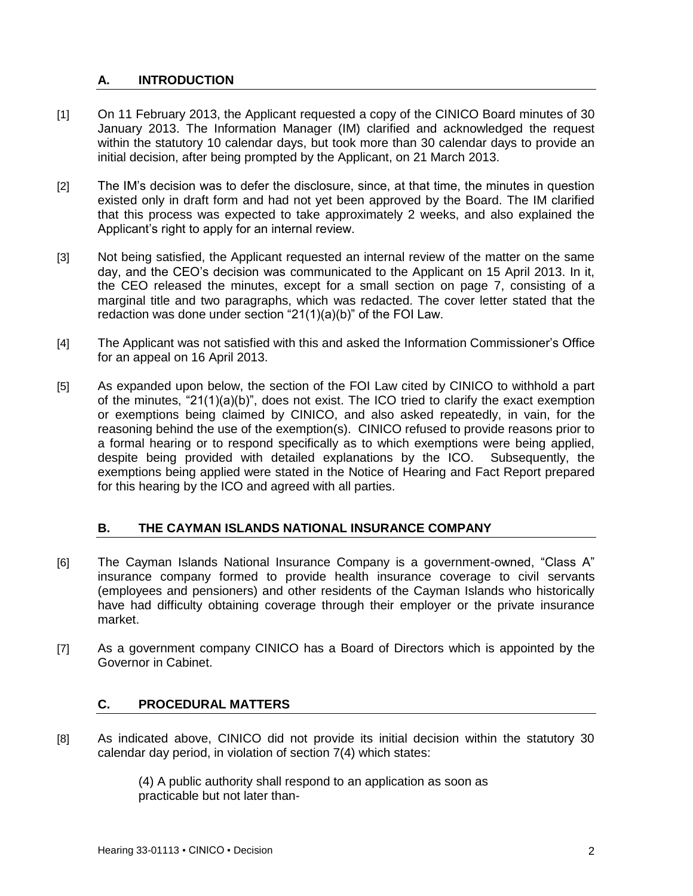## A. INTRODUCTION

[1] On 11 February 2013, the Applicant requested a copy of the CINICO Board minutes of 30 January 2013. The Information Manager (IM) clarified and acknowledged the request within the statutory 10 calendar days, but took more than 30 calendar days to provide an initial decision, after being prompted by the Applicant, on 21 March 2013.

[2] The IM's decision was to defer the disclosure, since, at that time, the minutes in question existed only in draft form and had not yet been approved by the Board. The IM clarified that this process was expected to take approximately 2 weeks, and also explained the Applicant's right to apply for an internal review.

[3] Not being satisfied, the Applicant requested an internal review of the matter on the same day, and the CEO's decision was communicated to the Applicant on 15 April 2013. In it, the CEO released the minutes, except for a small section on page 7, consisting of a marginal title and two paragraphs, which was redacted. The cover letter stated that the redaction was done under section "21(1)(a)(b)" of the FOI Law.

[4] The Applicant was not satisfied with this and asked the Information Commissioner's Office for an appeal on 16 April 2013.

[5] As expanded upon below, the section of the FOI Law cited by CINICO to withhold a part of the minutes, "21(1)(a)(b)", does not exist. The ICO tried to clarify the exact exemption or exemptions being claimed by CINICO, and also asked repeatedly, in vain, for the reasoning behind the use of the exemption(s). CINICO refused to provide reasons prior to a formal hearing or to respond specifically as to which exemptions were being applied, despite being provided with detailed explanations by the ICO. Subsequently, the exemptions being applied were stated in the Notice of Hearing and Fact Report prepared for this hearing by the ICO and agreed with all parties.

## B. THE CAYMAN ISLANDS NATIONAL INSURANCE COMPANY

[6] The Cayman Islands National Insurance Company is a government-owned, "Class A" insurance company formed to provide health insurance coverage to civil servants (employees and pensioners) and other residents of the Cayman Islands who historically have had difficulty obtaining coverage through their employer or the private insurance market.

[7] As a government company CINICO has a Board of Directors which is appointed by the Governor in Cabinet.

## C. PROCEDURAL MATTERS

[8] As indicated above, CINICO did not provide its initial decision within the statutory 30 calendar day period, in violation of section 7(4) which states:

> (4) A public authority shall respond to an application as soon as practicable but not later than-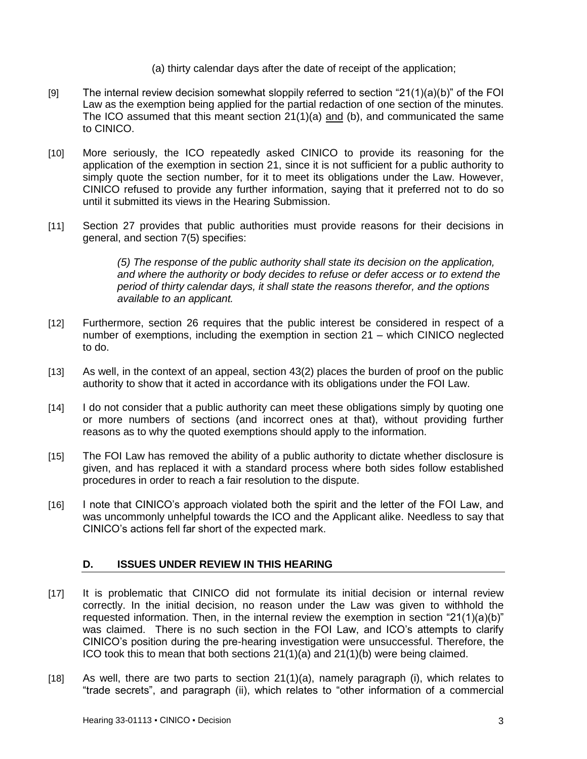(a) thirty calendar days after the date of receipt of the application;

[9] The internal review decision somewhat sloppily referred to section "21(1)(a)(b)" of the FOI Law as the exemption being applied for the partial redaction of one section of the minutes. The ICO assumed that this meant section 21(1)(a) and (b), and communicated the same to CINICO.

[10] More seriously, the ICO repeatedly asked CINICO to provide its reasoning for the application of the exemption in section 21, since it is not sufficient for a public authority to simply quote the section number, for it to meet its obligations under the Law. However, CINICO refused to provide any further information, saying that it preferred not to do so until it submitted its views in the Hearing Submission.

[11] Section 27 provides that public authorities must provide reasons for their decisions in general, and section 7(5) specifies:

> *(5) The response of the public authority shall state its decision on the application, and where the authority or body decides to refuse or defer access or to extend the period of thirty calendar days, it shall state the reasons therefor, and the options available to an applicant.*

[12] Furthermore, section 26 requires that the public interest be considered in respect of a number of exemptions, including the exemption in section 21 – which CINICO neglected to do.

[13] As well, in the context of an appeal, section 43(2) places the burden of proof on the public authority to show that it acted in accordance with its obligations under the FOI Law.

[14] I do not consider that a public authority can meet these obligations simply by quoting one or more numbers of sections (and incorrect ones at that), without providing further reasons as to why the quoted exemptions should apply to the information.

[15] The FOI Law has removed the ability of a public authority to dictate whether disclosure is given, and has replaced it with a standard process where both sides follow established procedures in order to reach a fair resolution to the dispute.

[16] I note that CINICO's approach violated both the spirit and the letter of the FOI Law, and was uncommonly unhelpful towards the ICO and the Applicant alike. Needless to say that CINICO's actions fell far short of the expected mark.

## D. ISSUES UNDER REVIEW IN THIS HEARING

[17] It is problematic that CINICO did not formulate its initial decision or internal review correctly. In the initial decision, no reason under the Law was given to withhold the requested information. Then, in the internal review the exemption in section "21(1)(a)(b)" was claimed. There is no such section in the FOI Law, and ICO's attempts to clarify CINICO's position during the pre-hearing investigation were unsuccessful. Therefore, the ICO took this to mean that both sections 21(1)(a) and 21(1)(b) were being claimed.

[18] As well, there are two parts to section 21(1)(a), namely paragraph (i), which relates to "trade secrets", and paragraph (ii), which relates to "other information of a commercial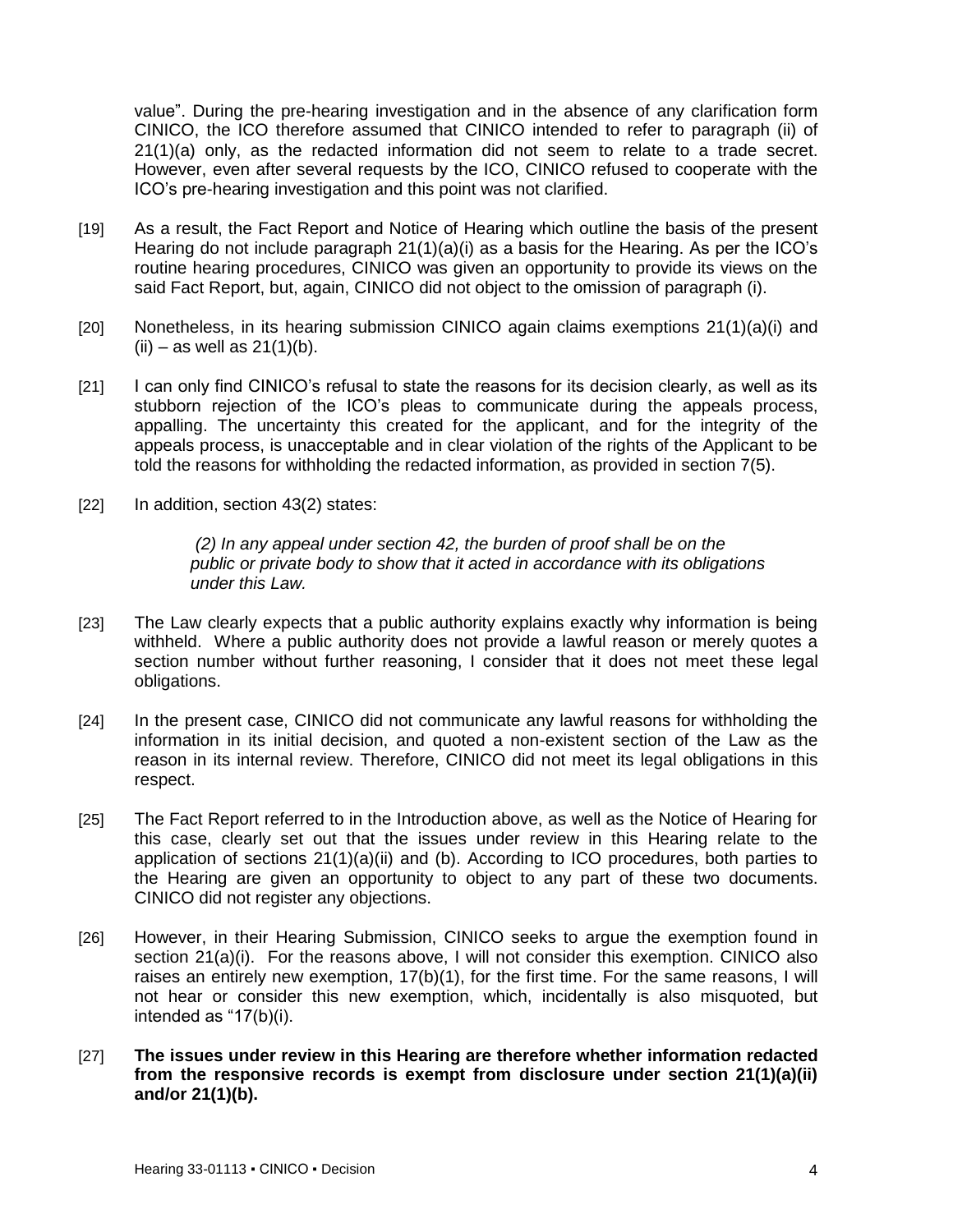value". During the pre-hearing investigation and in the absence of any clarification form CINICO, the ICO therefore assumed that CINICO intended to refer to paragraph (ii) of 21(1)(a) only, as the redacted information did not seem to relate to a trade secret. However, even after several requests by the ICO, CINICO refused to cooperate with the ICO's pre-hearing investigation and this point was not clarified.

[19] As a result, the Fact Report and Notice of Hearing which outline the basis of the present Hearing do not include paragraph 21(1)(a)(i) as a basis for the Hearing. As per the ICO's routine hearing procedures, CINICO was given an opportunity to provide its views on the said Fact Report, but, again, CINICO did not object to the omission of paragraph (i).

[20] Nonetheless, in its hearing submission CINICO again claims exemptions 21(1)(a)(i) and (ii) – as well as 21(1)(b).

[21] I can only find CINICO's refusal to state the reasons for its decision clearly, as well as its stubborn rejection of the ICO's pleas to communicate during the appeals process, appalling. The uncertainty this created for the applicant, and for the integrity of the appeals process, is unacceptable and in clear violation of the rights of the Applicant to be told the reasons for withholding the redacted information, as provided in section 7(5).

[22] In addition, section 43(2) states:

> *(2) In any appeal under section 42, the burden of proof shall be on the public or private body to show that it acted in accordance with its obligations under this Law.*

[23] The Law clearly expects that a public authority explains exactly why information is being withheld. Where a public authority does not provide a lawful reason or merely quotes a section number without further reasoning, I consider that it does not meet these legal obligations.

[24] In the present case, CINICO did not communicate any lawful reasons for withholding the information in its initial decision, and quoted a non-existent section of the Law as the reason in its internal review. Therefore, CINICO did not meet its legal obligations in this respect.

[25] The Fact Report referred to in the Introduction above, as well as the Notice of Hearing for this case, clearly set out that the issues under review in this Hearing relate to the application of sections 21(1)(a)(ii) and (b). According to ICO procedures, both parties to the Hearing are given an opportunity to object to any part of these two documents. CINICO did not register any objections.

[26] However, in their Hearing Submission, CINICO seeks to argue the exemption found in section 21(a)(i). For the reasons above, I will not consider this exemption. CINICO also raises an entirely new exemption, 17(b)(1), for the first time. For the same reasons, I will not hear or consider this new exemption, which, incidentally is also misquoted, but intended as "17(b)(i).

[27] **The issues under review in this Hearing are therefore whether information redacted from the responsive records is exempt from disclosure under section 21(1)(a)(ii) and/or 21(1)(b).**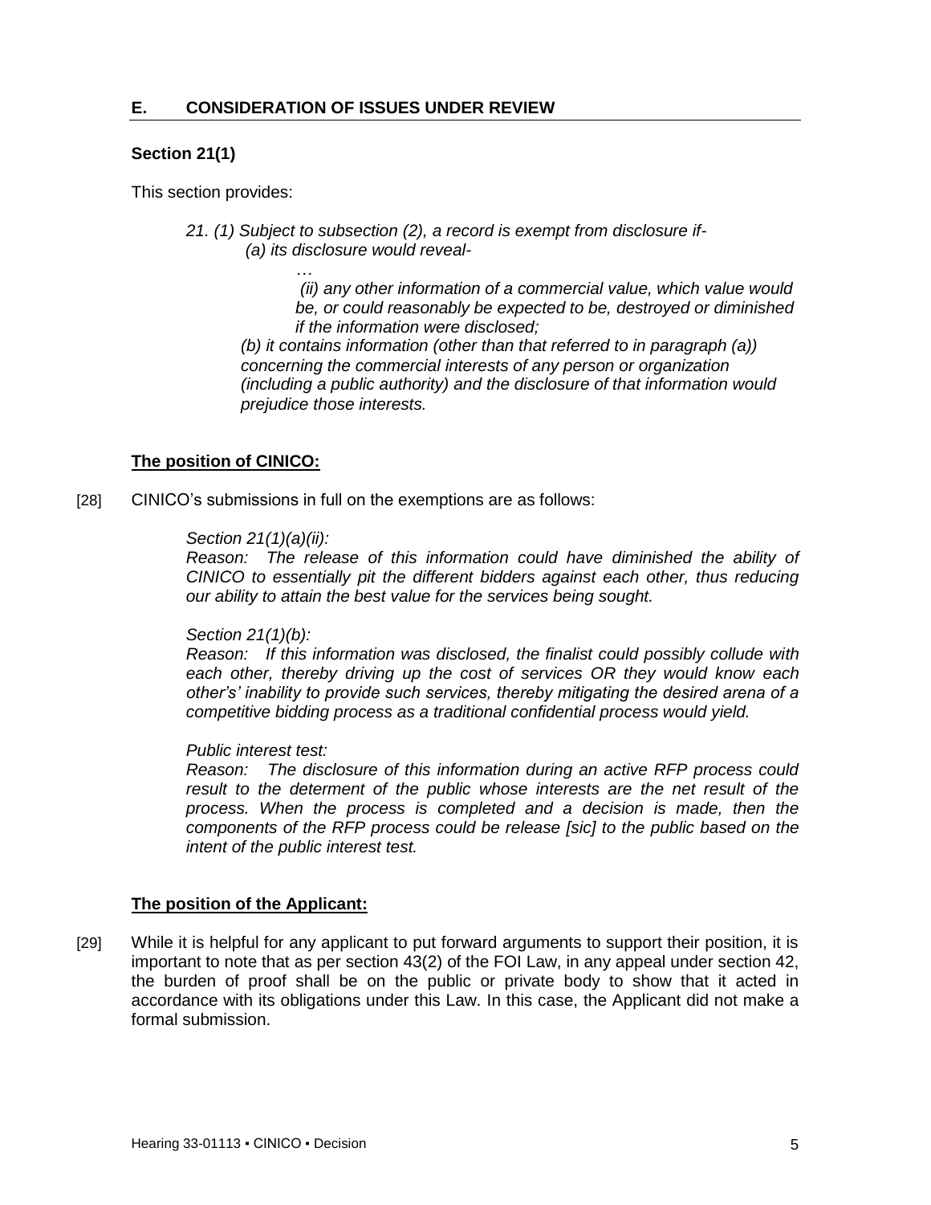## E. CONSIDERATION OF ISSUES UNDER REVIEW

### Section 21(1)

This section provides:

> *21. (1) Subject to subsection (2), a record is exempt from disclosure if-*
> *(a) its disclosure would reveal-*
> *…*
> *(ii) any other information of a commercial value, which value would be, or could reasonably be expected to be, destroyed or diminished if the information were disclosed;*
> *(b) it contains information (other than that referred to in paragraph (a)) concerning the commercial interests of any person or organization (including a public authority) and the disclosure of that information would prejudice those interests.*

**The position of CINICO:**

[28] CINICO's submissions in full on the exemptions are as follows:

> *Section 21(1)(a)(ii):*
> *Reason: The release of this information could have diminished the ability of CINICO to essentially pit the different bidders against each other, thus reducing our ability to attain the best value for the services being sought.*
>
> *Section 21(1)(b):*
> *Reason: If this information was disclosed, the finalist could possibly collude with each other, thereby driving up the cost of services OR they would know each other's' inability to provide such services, thereby mitigating the desired arena of a competitive bidding process as a traditional confidential process would yield.*
>
> *Public interest test:*
> *Reason: The disclosure of this information during an active RFP process could result to the determent of the public whose interests are the net result of the process. When the process is completed and a decision is made, then the components of the RFP process could be release [sic] to the public based on the intent of the public interest test.*

**The position of the Applicant:**

[29] While it is helpful for any applicant to put forward arguments to support their position, it is important to note that as per section 43(2) of the FOI Law, in any appeal under section 42, the burden of proof shall be on the public or private body to show that it acted in accordance with its obligations under this Law. In this case, the Applicant did not make a formal submission.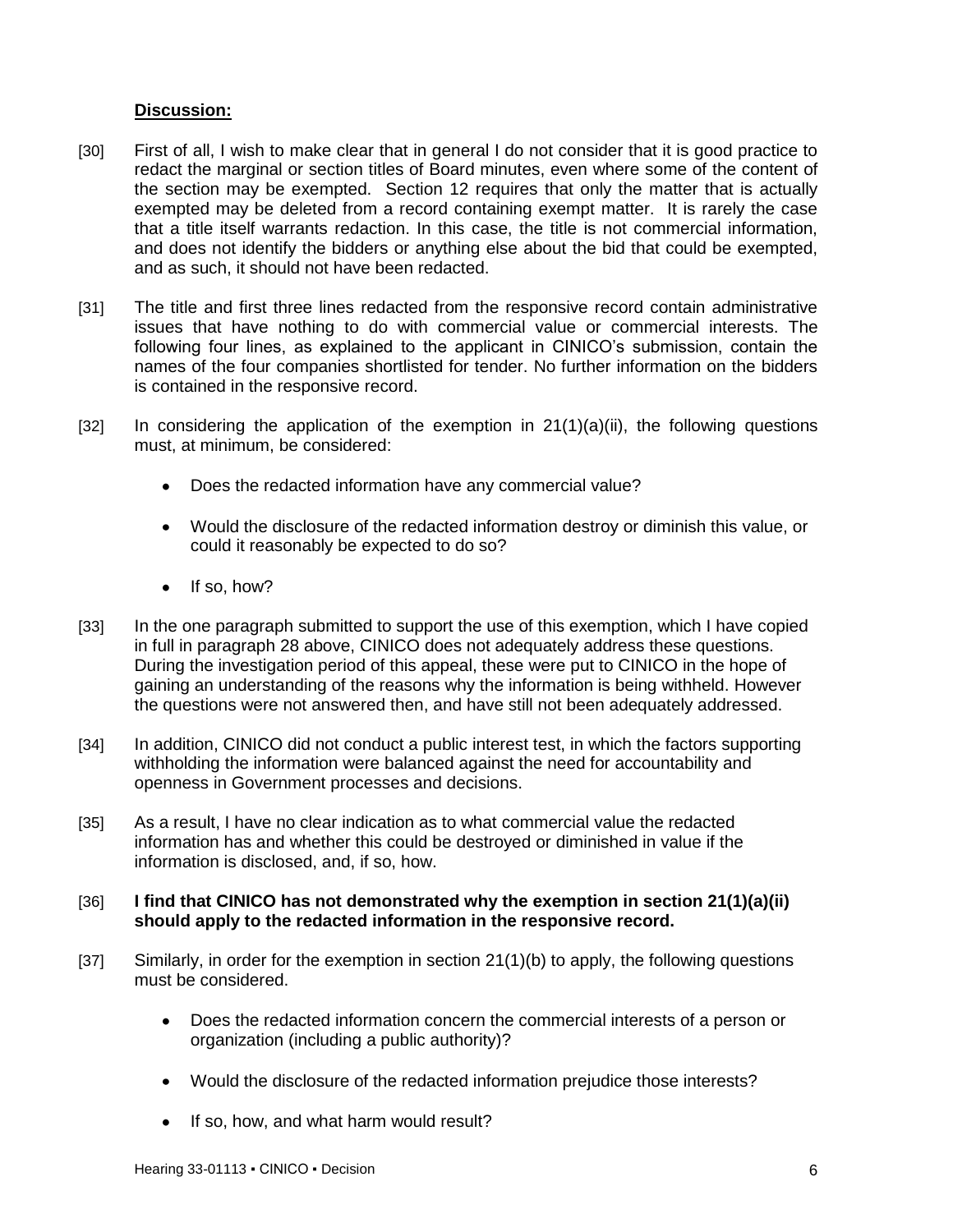**Discussion:**

[30] First of all, I wish to make clear that in general I do not consider that it is good practice to redact the marginal or section titles of Board minutes, even where some of the content of the section may be exempted. Section 12 requires that only the matter that is actually exempted may be deleted from a record containing exempt matter. It is rarely the case that a title itself warrants redaction. In this case, the title is not commercial information, and does not identify the bidders or anything else about the bid that could be exempted, and as such, it should not have been redacted.

[31] The title and first three lines redacted from the responsive record contain administrative issues that have nothing to do with commercial value or commercial interests. The following four lines, as explained to the applicant in CINICO's submission, contain the names of the four companies shortlisted for tender. No further information on the bidders is contained in the responsive record.

[32] In considering the application of the exemption in 21(1)(a)(ii), the following questions must, at minimum, be considered:

- Does the redacted information have any commercial value?
- Would the disclosure of the redacted information destroy or diminish this value, or could it reasonably be expected to do so?
- If so, how?

[33] In the one paragraph submitted to support the use of this exemption, which I have copied in full in paragraph 28 above, CINICO does not adequately address these questions. During the investigation period of this appeal, these were put to CINICO in the hope of gaining an understanding of the reasons why the information is being withheld. However the questions were not answered then, and have still not been adequately addressed.

[34] In addition, CINICO did not conduct a public interest test, in which the factors supporting withholding the information were balanced against the need for accountability and openness in Government processes and decisions.

[35] As a result, I have no clear indication as to what commercial value the redacted information has and whether this could be destroyed or diminished in value if the information is disclosed, and, if so, how.

[36] **I find that CINICO has not demonstrated why the exemption in section 21(1)(a)(ii) should apply to the redacted information in the responsive record.**

[37] Similarly, in order for the exemption in section 21(1)(b) to apply, the following questions must be considered.

- Does the redacted information concern the commercial interests of a person or organization (including a public authority)?
- Would the disclosure of the redacted information prejudice those interests?
- If so, how, and what harm would result?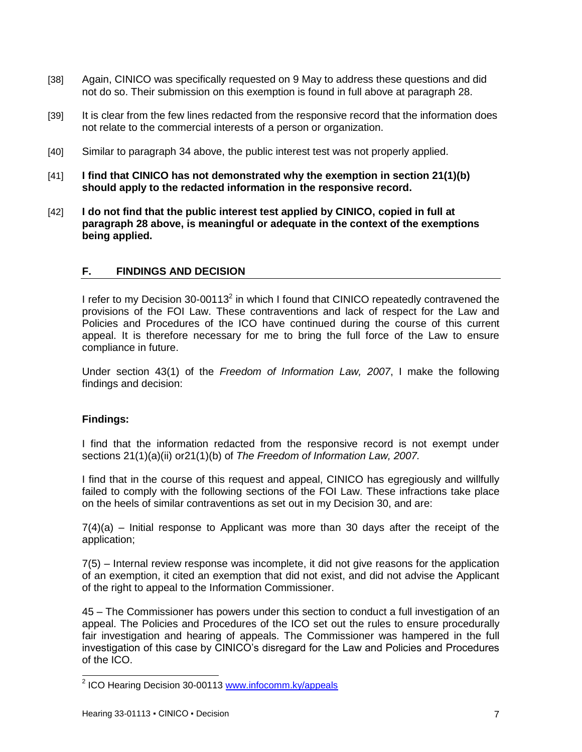[38] Again, CINICO was specifically requested on 9 May to address these questions and did not do so. Their submission on this exemption is found in full above at paragraph 28.

[39] It is clear from the few lines redacted from the responsive record that the information does not relate to the commercial interests of a person or organization.

[40] Similar to paragraph 34 above, the public interest test was not properly applied.

[41] **I find that CINICO has not demonstrated why the exemption in section 21(1)(b) should apply to the redacted information in the responsive record.**

[42] **I do not find that the public interest test applied by CINICO, copied in full at paragraph 28 above, is meaningful or adequate in the context of the exemptions being applied.**

## F. FINDINGS AND DECISION

I refer to my Decision 30-00113[2] in which I found that CINICO repeatedly contravened the provisions of the FOI Law. These contraventions and lack of respect for the Law and Policies and Procedures of the ICO have continued during the course of this current appeal. It is therefore necessary for me to bring the full force of the Law to ensure compliance in future.

Under section 43(1) of the *Freedom of Information Law, 2007*, I make the following findings and decision:

### Findings:

I find that the information redacted from the responsive record is not exempt under sections 21(1)(a)(ii) or21(1)(b) of *The Freedom of Information Law, 2007.*

I find that in the course of this request and appeal, CINICO has egregiously and willfully failed to comply with the following sections of the FOI Law. These infractions take place on the heels of similar contraventions as set out in my Decision 30, and are:

7(4)(a) – Initial response to Applicant was more than 30 days after the receipt of the application;

7(5) – Internal review response was incomplete, it did not give reasons for the application of an exemption, it cited an exemption that did not exist, and did not advise the Applicant of the right to appeal to the Information Commissioner.

45 – The Commissioner has powers under this section to conduct a full investigation of an appeal. The Policies and Procedures of the ICO set out the rules to ensure procedurally fair investigation and hearing of appeals. The Commissioner was hampered in the full investigation of this case by CINICO's disregard for the Law and Policies and Procedures of the ICO.

---

[2] ICO Hearing Decision 30-00113 www.infocomm.ky/appeals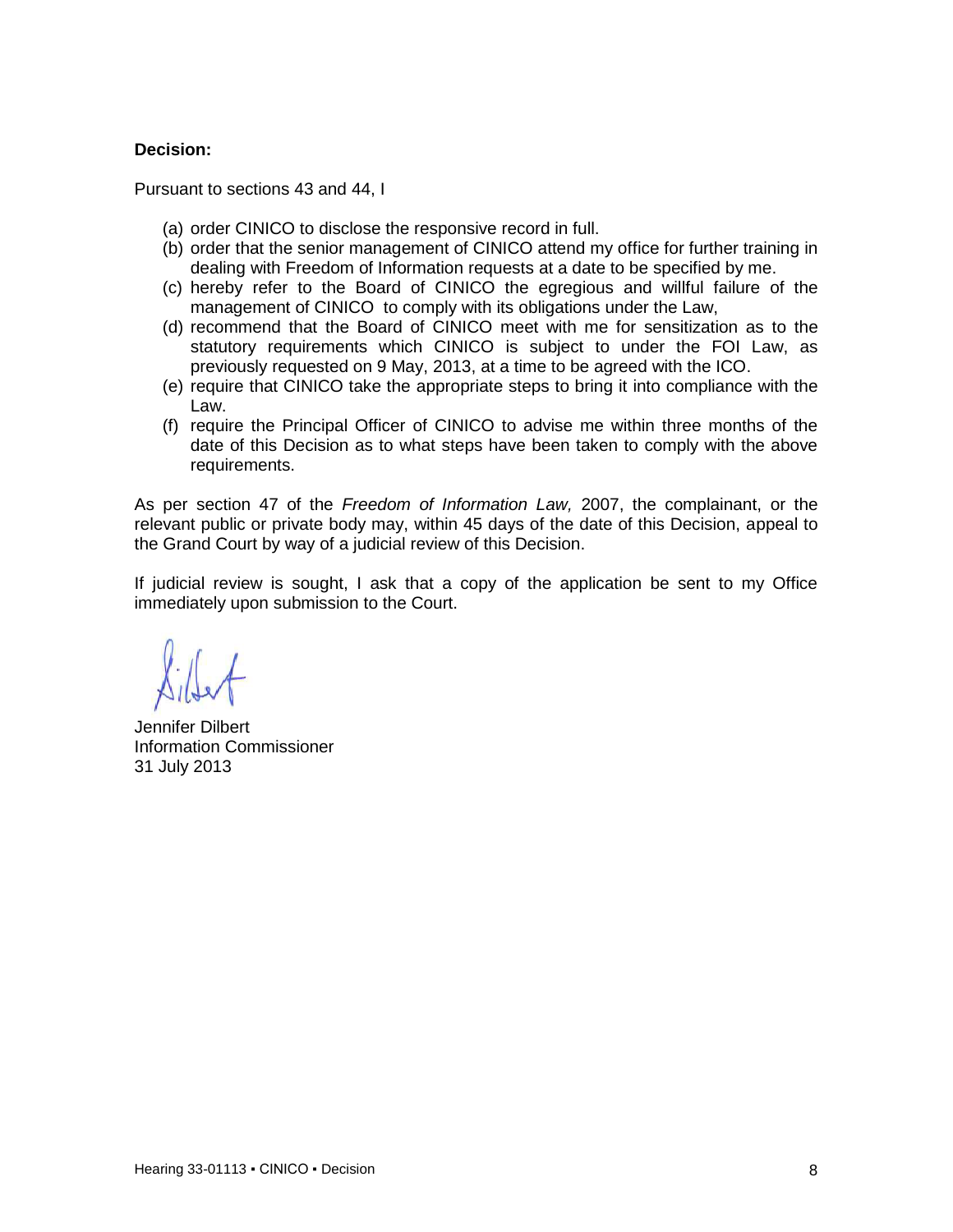**Decision:**

Pursuant to sections 43 and 44, I

(a) order CINICO to disclose the responsive record in full.
(b) order that the senior management of CINICO attend my office for further training in dealing with Freedom of Information requests at a date to be specified by me.
(c) hereby refer to the Board of CINICO the egregious and willful failure of the management of CINICO to comply with its obligations under the Law,
(d) recommend that the Board of CINICO meet with me for sensitization as to the statutory requirements which CINICO is subject to under the FOI Law, as previously requested on 9 May, 2013, at a time to be agreed with the ICO.
(e) require that CINICO take the appropriate steps to bring it into compliance with the Law.
(f) require the Principal Officer of CINICO to advise me within three months of the date of this Decision as to what steps have been taken to comply with the above requirements.

As per section 47 of the *Freedom of Information Law,* 2007, the complainant, or the relevant public or private body may, within 45 days of the date of this Decision, appeal to the Grand Court by way of a judicial review of this Decision.

If judicial review is sought, I ask that a copy of the application be sent to my Office immediately upon submission to the Court.

Jennifer Dilbert
Information Commissioner
31 July 2013